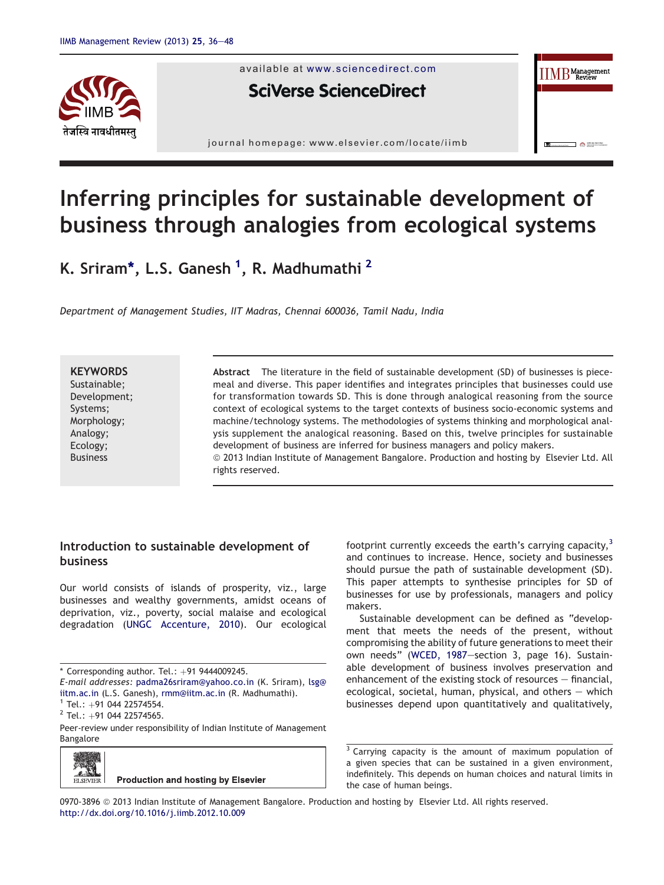# Inferring principles for sustainable development of business through analogies from ecological systems

K. Sriram*, L.S. Ganesh [1], R. Madhumathi [2]

*Department of Management Studies, IIT Madras, Chennai 600036, Tamil Nadu, India*

**KEYWORDS**
Sustainable;
Development;
Systems;
Morphology;
Analogy;
Ecology;
Business

**Abstract** The literature in the field of sustainable development (SD) of businesses is piecemeal and diverse. This paper identifies and integrates principles that businesses could use for transformation towards SD. This is done through analogical reasoning from the source context of ecological systems to the target contexts of business socio-economic systems and machine/technology systems. The methodologies of systems thinking and morphological analysis supplement the analogical reasoning. Based on this, twelve principles for sustainable development of business are inferred for business managers and policy makers.
© 2013 Indian Institute of Management Bangalore. Production and hosting by Elsevier Ltd. All rights reserved.

## Introduction to sustainable development of business

Our world consists of islands of prosperity, viz., large businesses and wealthy governments, amidst oceans of deprivation, viz., poverty, social malaise and ecological degradation (UNGC Accenture, 2010). Our ecological footprint currently exceeds the earth's carrying capacity,[3] and continues to increase. Hence, society and businesses should pursue the path of sustainable development (SD). This paper attempts to synthesise principles for SD of businesses for use by professionals, managers and policy makers.

Sustainable development can be defined as "development that meets the needs of the present, without compromising the ability of future generations to meet their own needs" (WCED, 1987—section 3, page 16). Sustainable development of business involves preservation and enhancement of the existing stock of resources — financial, ecological, societal, human, physical, and others — which businesses depend upon quantitatively and qualitatively,

\* Corresponding author. Tel.: +91 9444009245.
E-mail addresses: padma26sriram@yahoo.co.in (K. Sriram), lsg@iitm.ac.in (L.S. Ganesh), rmm@iitm.ac.in (R. Madhumathi).
[1] Tel.: +91 044 22574554.
[2] Tel.: +91 044 22574565.
Peer-review under responsibility of Indian Institute of Management Bangalore

Production and hosting by Elsevier

[3] Carrying capacity is the amount of maximum population of a given species that can be sustained in a given environment, indefinitely. This depends on human choices and natural limits in the case of human beings.

0970-3896 © 2013 Indian Institute of Management Bangalore. Production and hosting by Elsevier Ltd. All rights reserved.
http://dx.doi.org/10.1016/j.iimb.2012.10.009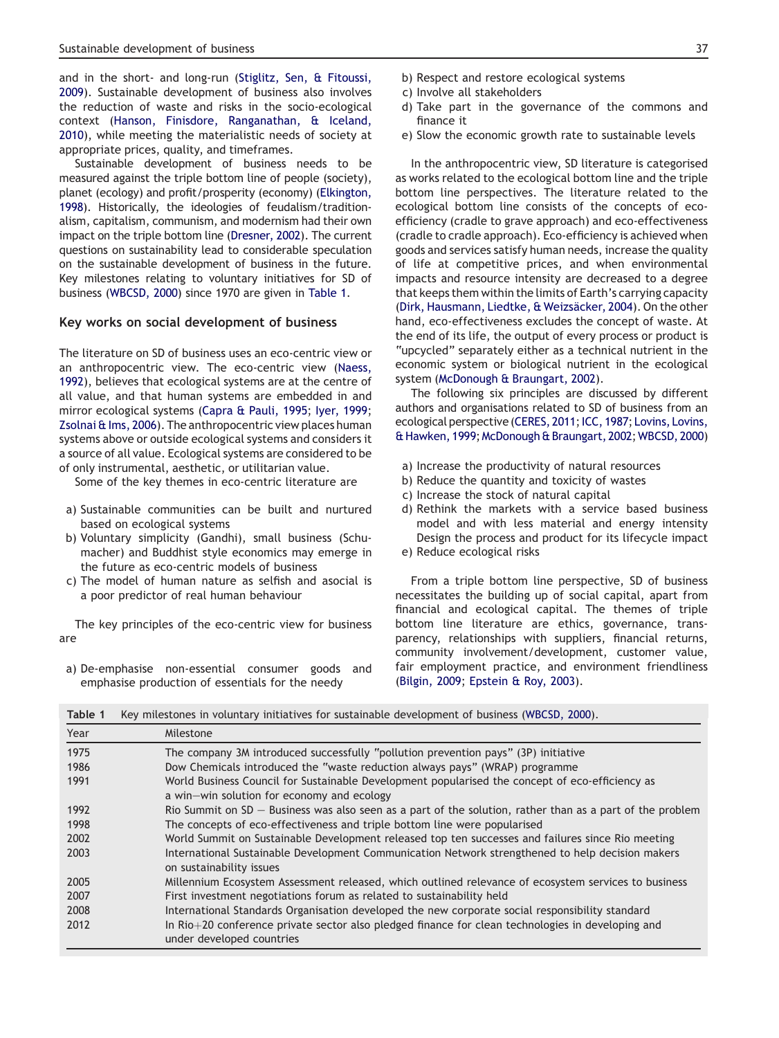and in the short- and long-run (Stiglitz, Sen, & Fitoussi, 2009). Sustainable development of business also involves the reduction of waste and risks in the socio-ecological context (Hanson, Finisdore, Ranganathan, & Iceland, 2010), while meeting the materialistic needs of society at appropriate prices, quality, and timeframes.

Sustainable development of business needs to be measured against the triple bottom line of people (society), planet (ecology) and profit/prosperity (economy) (Elkington, 1998). Historically, the ideologies of feudalism/traditionalism, capitalism, communism, and modernism had their own impact on the triple bottom line (Dresner, 2002). The current questions on sustainability lead to considerable speculation on the sustainable development of business in the future. Key milestones relating to voluntary initiatives for SD of business (WBCSD, 2000) since 1970 are given in Table 1.

## Key works on social development of business

The literature on SD of business uses an eco-centric view or an anthropocentric view. The eco-centric view (Naess, 1992), believes that ecological systems are at the centre of all value, and that human systems are embedded in and mirror ecological systems (Capra & Pauli, 1995; Iyer, 1999; Zsolnai & Ims, 2006). The anthropocentric view places human systems above or outside ecological systems and considers it a source of all value. Ecological systems are considered to be of only instrumental, aesthetic, or utilitarian value.

Some of the key themes in eco-centric literature are

a) Sustainable communities can be built and nurtured based on ecological systems
b) Voluntary simplicity (Gandhi), small business (Schumacher) and Buddhist style economics may emerge in the future as eco-centric models of business
c) The model of human nature as selfish and asocial is a poor predictor of real human behaviour

The key principles of the eco-centric view for business are

a) De-emphasise non-essential consumer goods and emphasise production of essentials for the needy
b) Respect and restore ecological systems
c) Involve all stakeholders
d) Take part in the governance of the commons and finance it
e) Slow the economic growth rate to sustainable levels

In the anthropocentric view, SD literature is categorised as works related to the ecological bottom line and the triple bottom line perspectives. The literature related to the ecological bottom line consists of the concepts of eco-efficiency (cradle to grave approach) and eco-effectiveness (cradle to cradle approach). Eco-efficiency is achieved when goods and services satisfy human needs, increase the quality of life at competitive prices, and when environmental impacts and resource intensity are decreased to a degree that keeps them within the limits of Earth's carrying capacity (Dirk, Hausmann, Liedtke, & Weizsäcker, 2004). On the other hand, eco-effectiveness excludes the concept of waste. At the end of its life, the output of every process or product is "upcycled" separately either as a technical nutrient in the economic system or biological nutrient in the ecological system (McDonough & Braungart, 2002).

The following six principles are discussed by different authors and organisations related to SD of business from an ecological perspective (CERES, 2011; ICC, 1987; Lovins, Lovins, & Hawken, 1999; McDonough & Braungart, 2002; WBCSD, 2000)

a) Increase the productivity of natural resources
b) Reduce the quantity and toxicity of wastes
c) Increase the stock of natural capital
d) Rethink the markets with a service based business model and with less material and energy intensity Design the process and product for its lifecycle impact
e) Reduce ecological risks

From a triple bottom line perspective, SD of business necessitates the building up of social capital, apart from financial and ecological capital. The themes of triple bottom line literature are ethics, governance, transparency, relationships with suppliers, financial returns, community involvement/development, customer value, fair employment practice, and environment friendliness (Bilgin, 2009; Epstein & Roy, 2003).

Table 1 Key milestones in voluntary initiatives for sustainable development of business (WBCSD, 2000).

| Year | Milestone |
|---|---|
| 1975 | The company 3M introduced successfully "pollution prevention pays" (3P) initiative |
| 1986 | Dow Chemicals introduced the "waste reduction always pays" (WRAP) programme |
| 1991 | World Business Council for Sustainable Development popularised the concept of eco-efficiency as a win–win solution for economy and ecology |
| 1992 | Rio Summit on SD – Business was also seen as a part of the solution, rather than as a part of the problem |
| 1998 | The concepts of eco-effectiveness and triple bottom line were popularised |
| 2002 | World Summit on Sustainable Development released top ten successes and failures since Rio meeting |
| 2003 | International Sustainable Development Communication Network strengthened to help decision makers on sustainability issues |
| 2005 | Millennium Ecosystem Assessment released, which outlined relevance of ecosystem services to business |
| 2007 | First investment negotiations forum as related to sustainability held |
| 2008 | International Standards Organisation developed the new corporate social responsibility standard |
| 2012 | In Rio+20 conference private sector also pledged finance for clean technologies in developing and under developed countries |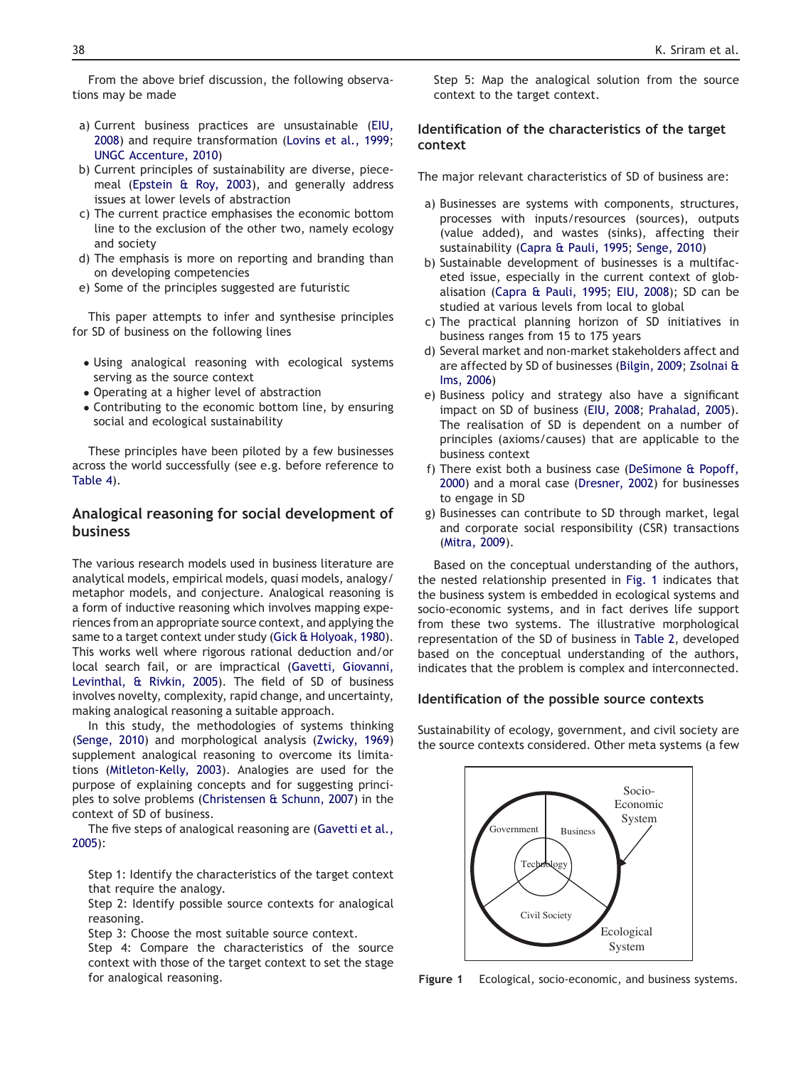From the above brief discussion, the following observations may be made

a) Current business practices are unsustainable (EIU, 2008) and require transformation (Lovins et al., 1999; UNGC Accenture, 2010)
b) Current principles of sustainability are diverse, piecemeal (Epstein & Roy, 2003), and generally address issues at lower levels of abstraction
c) The current practice emphasises the economic bottom line to the exclusion of the other two, namely ecology and society
d) The emphasis is more on reporting and branding than on developing competencies
e) Some of the principles suggested are futuristic

This paper attempts to infer and synthesise principles for SD of business on the following lines

- Using analogical reasoning with ecological systems serving as the source context
- Operating at a higher level of abstraction
- Contributing to the economic bottom line, by ensuring social and ecological sustainability

These principles have been piloted by a few businesses across the world successfully (see e.g. before reference to Table 4).

## Analogical reasoning for social development of business

The various research models used in business literature are analytical models, empirical models, quasi models, analogy/metaphor models, and conjecture. Analogical reasoning is a form of inductive reasoning which involves mapping experiences from an appropriate source context, and applying the same to a target context under study (Gick & Holyoak, 1980). This works well where rigorous rational deduction and/or local search fail, or are impractical (Gavetti, Giovanni, Levinthal, & Rivkin, 2005). The field of SD of business involves novelty, complexity, rapid change, and uncertainty, making analogical reasoning a suitable approach.

In this study, the methodologies of systems thinking (Senge, 2010) and morphological analysis (Zwicky, 1969) supplement analogical reasoning to overcome its limitations (Mitleton-Kelly, 2003). Analogies are used for the purpose of explaining concepts and for suggesting principles to solve problems (Christensen & Schunn, 2007) in the context of SD of business.

The five steps of analogical reasoning are (Gavetti et al., 2005):

Step 1: Identify the characteristics of the target context that require the analogy.
Step 2: Identify possible source contexts for analogical reasoning.
Step 3: Choose the most suitable source context.
Step 4: Compare the characteristics of the source context with those of the target context to set the stage for analogical reasoning.
Step 5: Map the analogical solution from the source context to the target context.

### Identification of the characteristics of the target context

The major relevant characteristics of SD of business are:

a) Businesses are systems with components, structures, processes with inputs/resources (sources), outputs (value added), and wastes (sinks), affecting their sustainability (Capra & Pauli, 1995; Senge, 2010)
b) Sustainable development of businesses is a multifaceted issue, especially in the current context of globalisation (Capra & Pauli, 1995; EIU, 2008); SD can be studied at various levels from local to global
c) The practical planning horizon of SD initiatives in business ranges from 15 to 175 years
d) Several market and non-market stakeholders affect and are affected by SD of businesses (Bilgin, 2009; Zsolnai & Ims, 2006)
e) Business policy and strategy also have a significant impact on SD of business (EIU, 2008; Prahalad, 2005). The realisation of SD is dependent on a number of principles (axioms/causes) that are applicable to the business context
f) There exist both a business case (DeSimone & Popoff, 2000) and a moral case (Dresner, 2002) for businesses to engage in SD
g) Businesses can contribute to SD through market, legal and corporate social responsibility (CSR) transactions (Mitra, 2009).

Based on the conceptual understanding of the authors, the nested relationship presented in Fig. 1 indicates that the business system is embedded in ecological systems and socio-economic systems, and in fact derives life support from these two systems. The illustrative morphological representation of the SD of business in Table 2, developed based on the conceptual understanding of the authors, indicates that the problem is complex and interconnected.

### Identification of the possible source contexts

Sustainability of ecology, government, and civil society are the source contexts considered. Other meta systems (a few

Figure 1 Ecological, socio-economic, and business systems.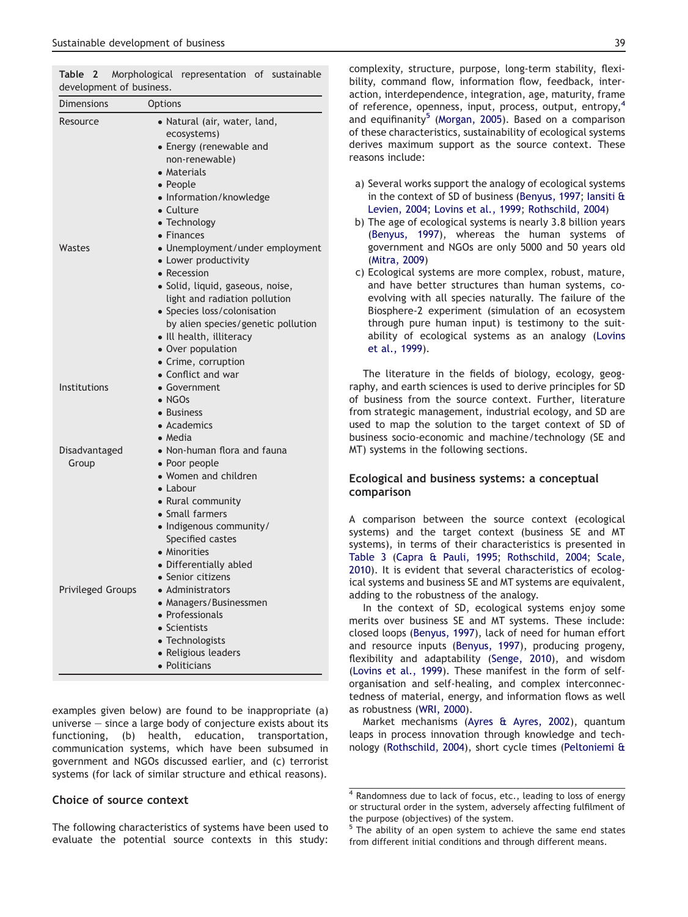**Table 2** Morphological representation of sustainable development of business.

| Dimensions | Options |
| --- | --- |
| Resource | • Natural (air, water, land, ecosystems)<br>• Energy (renewable and non-renewable)<br>• Materials<br>• People<br>• Information/knowledge<br>• Culture<br>• Technology<br>• Finances |
| Wastes | • Unemployment/under employment<br>• Lower productivity<br>• Recession<br>• Solid, liquid, gaseous, noise, light and radiation pollution<br>• Species loss/colonisation by alien species/genetic pollution<br>• Ill health, illiteracy<br>• Over population<br>• Crime, corruption<br>• Conflict and war |
| Institutions | • Government<br>• NGOs<br>• Business<br>• Academics<br>• Media |
| Disadvantaged Group | • Non-human flora and fauna<br>• Poor people<br>• Women and children<br>• Labour<br>• Rural community<br>• Small farmers<br>• Indigenous community/ Specified castes<br>• Minorities<br>• Differentially abled<br>• Senior citizens |
| Privileged Groups | • Administrators<br>• Managers/Businessmen<br>• Professionals<br>• Scientists<br>• Technologists<br>• Religious leaders<br>• Politicians |

examples given below) are found to be inappropriate (a) universe — since a large body of conjecture exists about its functioning, (b) health, education, transportation, communication systems, which have been subsumed in government and NGOs discussed earlier, and (c) terrorist systems (for lack of similar structure and ethical reasons).

## Choice of source context

The following characteristics of systems have been used to evaluate the potential source contexts in this study: complexity, structure, purpose, long-term stability, flexibility, command flow, information flow, feedback, interaction, interdependence, integration, age, maturity, frame of reference, openness, input, process, output, entropy,[4] and equifinanity[5] (Morgan, 2005). Based on a comparison of these characteristics, sustainability of ecological systems derives maximum support as the source context. These reasons include:

a) Several works support the analogy of ecological systems in the context of SD of business (Benyus, 1997; Iansiti & Levien, 2004; Lovins et al., 1999; Rothschild, 2004)
b) The age of ecological systems is nearly 3.8 billion years (Benyus, 1997), whereas the human systems of government and NGOs are only 5000 and 50 years old (Mitra, 2009)
c) Ecological systems are more complex, robust, mature, and have better structures than human systems, co-evolving with all species naturally. The failure of the Biosphere-2 experiment (simulation of an ecosystem through pure human input) is testimony to the suitability of ecological systems as an analogy (Lovins et al., 1999).

The literature in the fields of biology, ecology, geography, and earth sciences is used to derive principles for SD of business from the source context. Further, literature from strategic management, industrial ecology, and SD are used to map the solution to the target context of SD of business socio-economic and machine/technology (SE and MT) systems in the following sections.

## Ecological and business systems: a conceptual comparison

A comparison between the source context (ecological systems) and the target context (business SE and MT systems), in terms of their characteristics is presented in Table 3 (Capra & Pauli, 1995; Rothschild, 2004; Scale, 2010). It is evident that several characteristics of ecological systems and business SE and MT systems are equivalent, adding to the robustness of the analogy.

In the context of SD, ecological systems enjoy some merits over business SE and MT systems. These include: closed loops (Benyus, 1997), lack of need for human effort and resource inputs (Benyus, 1997), producing progeny, flexibility and adaptability (Senge, 2010), and wisdom (Lovins et al., 1999). These manifest in the form of self-organisation and self-healing, and complex interconnectedness of material, energy, and information flows as well as robustness (WRI, 2000).

Market mechanisms (Ayres & Ayres, 2002), quantum leaps in process innovation through knowledge and technology (Rothschild, 2004), short cycle times (Peltoniemi &

[4] Randomness due to lack of focus, etc., leading to loss of energy or structural order in the system, adversely affecting fulfilment of the purpose (objectives) of the system.

[5] The ability of an open system to achieve the same end states from different initial conditions and through different means.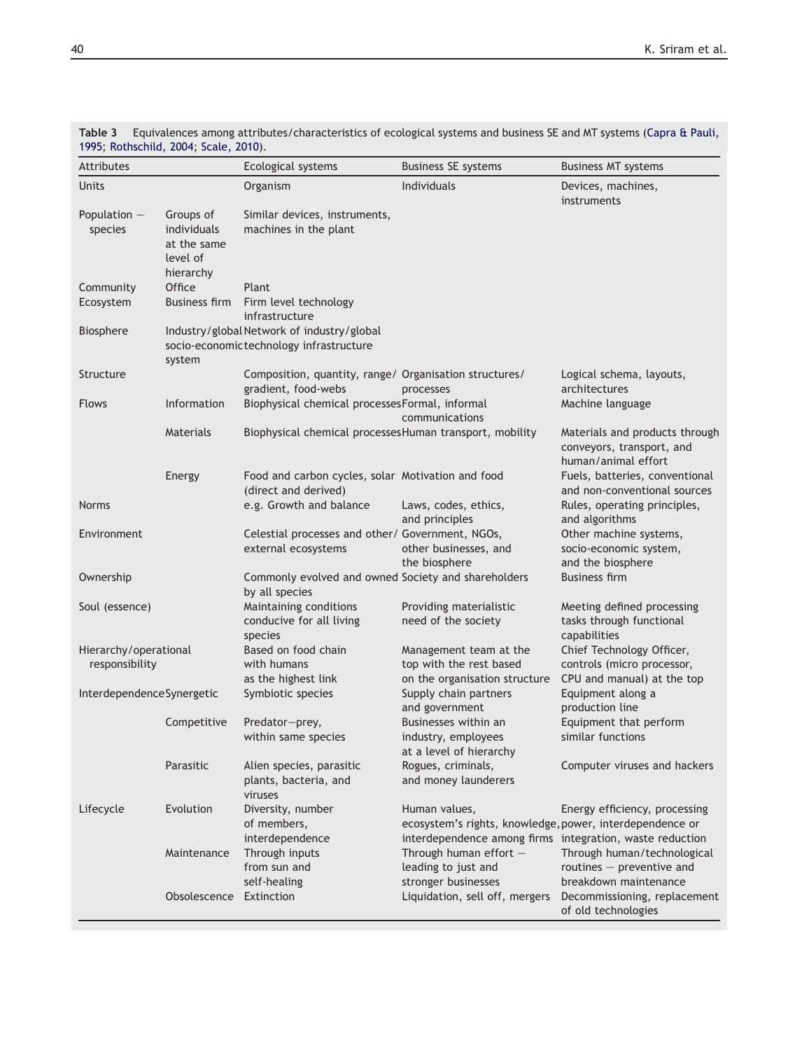**Table 3** Equivalences among attributes/characteristics of ecological systems and business SE and MT systems (Capra & Pauli, 1995; Rothschild, 2004; Scale, 2010).

| Attributes | | Ecological systems | Business SE systems | Business MT systems |
|---|---|---|---|---|
| Units | | Organism | Individuals | Devices, machines, instruments |
| Population — species | Groups of individuals at the same level of hierarchy | Similar devices, instruments, machines in the plant | | |
| Community | Office | Plant | | |
| Ecosystem | Business firm | Firm level technology infrastructure | | |
| Biosphere | Industry/global socio-economic system | Network of industry/global technology infrastructure | | |
| Structure | | Composition, quantity, range/gradient, food-webs | Organisation structures/processes | Logical schema, layouts, architectures |
| Flows | Information | Biophysical chemical processes | Formal, informal communications | Machine language |
| | Materials | Biophysical chemical processes | Human transport, mobility | Materials and products through conveyors, transport, and human/animal effort |
| | Energy | Food and carbon cycles, solar (direct and derived) | Motivation and food | Fuels, batteries, conventional and non-conventional sources |
| Norms | | e.g. Growth and balance | Laws, codes, ethics, and principles | Rules, operating principles, and algorithms |
| Environment | | Celestial processes and other/external ecosystems | Government, NGOs, other businesses, and the biosphere | Other machine systems, socio-economic system, and the biosphere |
| Ownership | | Commonly evolved and owned by all species | Society and shareholders | Business firm |
| Soul (essence) | | Maintaining conditions conducive for all living species | Providing materialistic need of the society | Meeting defined processing tasks through functional capabilities |
| Hierarchy/operational responsibility | | Based on food chain with humans as the highest link | Management team at the top with the rest based on the organisation structure | Chief Technology Officer, controls (micro processor, CPU and manual) at the top |
| Interdependence | Synergetic | Symbiotic species | Supply chain partners and government | Equipment along a production line |
| | Competitive | Predator—prey, within same species | Businesses within an industry, employees at a level of hierarchy | Equipment that perform similar functions |
| | Parasitic | Alien species, parasitic plants, bacteria, and viruses | Rogues, criminals, and money launderers | Computer viruses and hackers |
| Lifecycle | Evolution | Diversity, number of members, interdependence | Human values, ecosystem's rights, knowledge, interdependence among firms | Energy efficiency, processing power, interdependence or integration, waste reduction |
| | Maintenance | Through inputs from sun and self-healing | Through human effort — leading to just and stronger businesses | Through human/technological routines — preventive and breakdown maintenance |
| | Obsolescence | Extinction | Liquidation, sell off, mergers | Decommissioning, replacement of old technologies |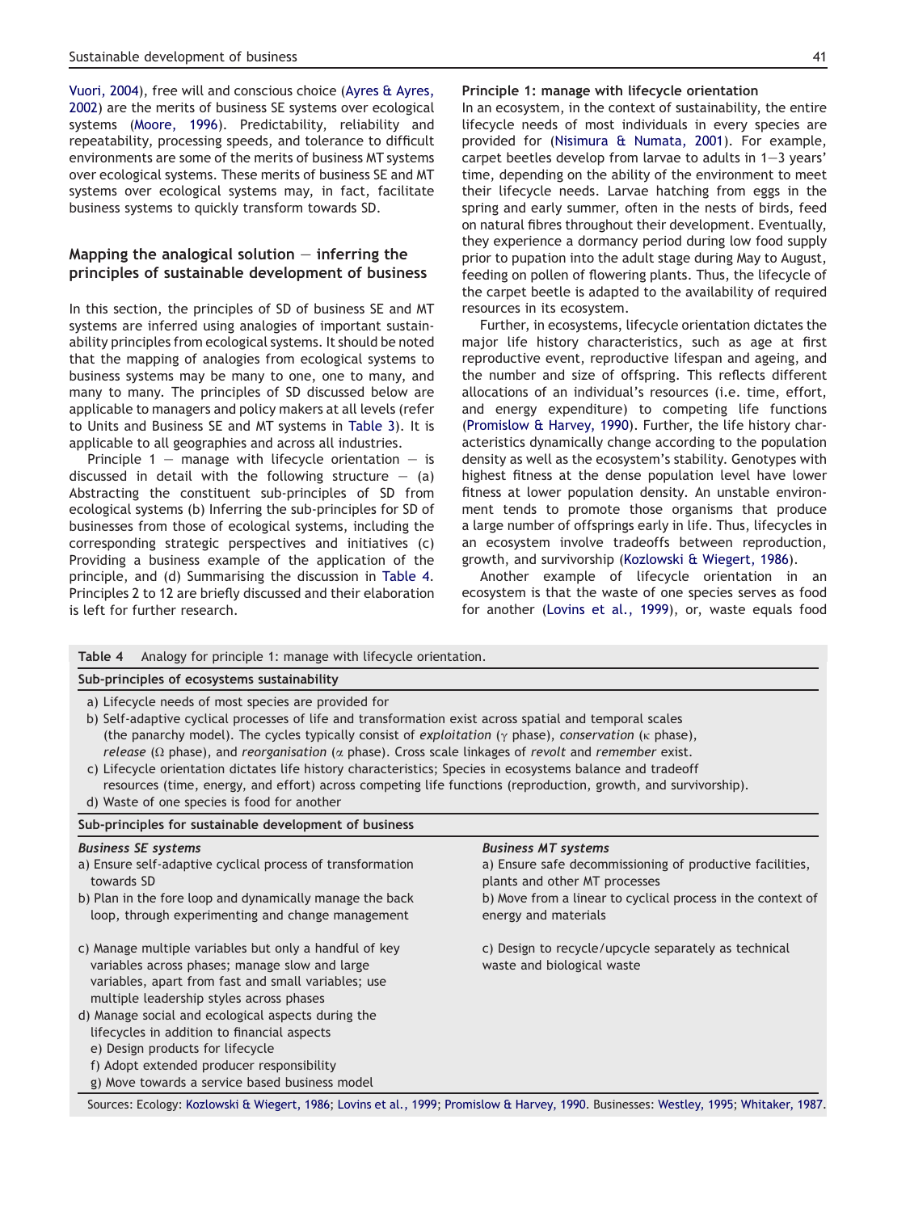Vuori, 2004), free will and conscious choice (Ayres & Ayres, 2002) are the merits of business SE systems over ecological systems (Moore, 1996). Predictability, reliability and repeatability, processing speeds, and tolerance to difficult environments are some of the merits of business MT systems over ecological systems. These merits of business SE and MT systems over ecological systems may, in fact, facilitate business systems to quickly transform towards SD.

## Mapping the analogical solution — inferring the principles of sustainable development of business

In this section, the principles of SD of business SE and MT systems are inferred using analogies of important sustainability principles from ecological systems. It should be noted that the mapping of analogies from ecological systems to business systems may be many to one, one to many, and many to many. The principles of SD discussed below are applicable to managers and policy makers at all levels (refer to Units and Business SE and MT systems in Table 3). It is applicable to all geographies and across all industries.

Principle 1 — manage with lifecycle orientation — is discussed in detail with the following structure — (a) Abstracting the constituent sub-principles of SD from ecological systems (b) Inferring the sub-principles for SD of businesses from those of ecological systems, including the corresponding strategic perspectives and initiatives (c) Providing a business example of the application of the principle, and (d) Summarising the discussion in Table 4. Principles 2 to 12 are briefly discussed and their elaboration is left for further research.

### Principle 1: manage with lifecycle orientation

In an ecosystem, in the context of sustainability, the entire lifecycle needs of most individuals in every species are provided for (Nisimura & Numata, 2001). For example, carpet beetles develop from larvae to adults in 1—3 years' time, depending on the ability of the environment to meet their lifecycle needs. Larvae hatching from eggs in the spring and early summer, often in the nests of birds, feed on natural fibres throughout their development. Eventually, they experience a dormancy period during low food supply prior to pupation into the adult stage during May to August, feeding on pollen of flowering plants. Thus, the lifecycle of the carpet beetle is adapted to the availability of required resources in its ecosystem.

Further, in ecosystems, lifecycle orientation dictates the major life history characteristics, such as age at first reproductive event, reproductive lifespan and ageing, and the number and size of offspring. This reflects different allocations of an individual's resources (i.e. time, effort, and energy expenditure) to competing life functions (Promislow & Harvey, 1990). Further, the life history characteristics dynamically change according to the population density as well as the ecosystem's stability. Genotypes with highest fitness at the dense population level have lower fitness at lower population density. An unstable environment tends to promote those organisms that produce a large number of offsprings early in life. Thus, lifecycles in an ecosystem involve tradeoffs between reproduction, growth, and survivorship (Kozlowski & Wiegert, 1986).

Another example of lifecycle orientation in an ecosystem is that the waste of one species serves as food for another (Lovins et al., 1999), or, waste equals food

**Table 4** Analogy for principle 1: manage with lifecycle orientation.

| Sub-principles of ecosystems sustainability | |
|---|---|
| a) Lifecycle needs of most species are provided for<br>b) Self-adaptive cyclical processes of life and transformation exist across spatial and temporal scales (the panarchy model). The cycles typically consist of *exploitation* ($\gamma$ phase), *conservation* ($\kappa$ phase), *release* ($\Omega$ phase), and *reorganisation* ($\alpha$ phase). Cross scale linkages of *revolt* and *remember* exist.<br>c) Lifecycle orientation dictates life history characteristics; Species in ecosystems balance and tradeoff resources (time, energy, and effort) across competing life functions (reproduction, growth, and survivorship).<br>d) Waste of one species is food for another | |
| **Sub-principles for sustainable development of business** | |
| ***Business SE systems*** | ***Business MT systems*** |
| a) Ensure self-adaptive cyclical process of transformation towards SD<br>b) Plan in the fore loop and dynamically manage the back loop, through experimenting and change management | a) Ensure safe decommissioning of productive facilities, plants and other MT processes<br>b) Move from a linear to cyclical process in the context of energy and materials |
| c) Manage multiple variables but only a handful of key variables across phases; manage slow and large variables, apart from fast and small variables; use multiple leadership styles across phases<br>d) Manage social and ecological aspects during the lifecycles in addition to financial aspects<br>e) Design products for lifecycle<br>f) Adopt extended producer responsibility<br>g) Move towards a service based business model | c) Design to recycle/upcycle separately as technical waste and biological waste |

Sources: Ecology: Kozlowski & Wiegert, 1986; Lovins et al., 1999; Promislow & Harvey, 1990. Businesses: Westley, 1995; Whitaker, 1987.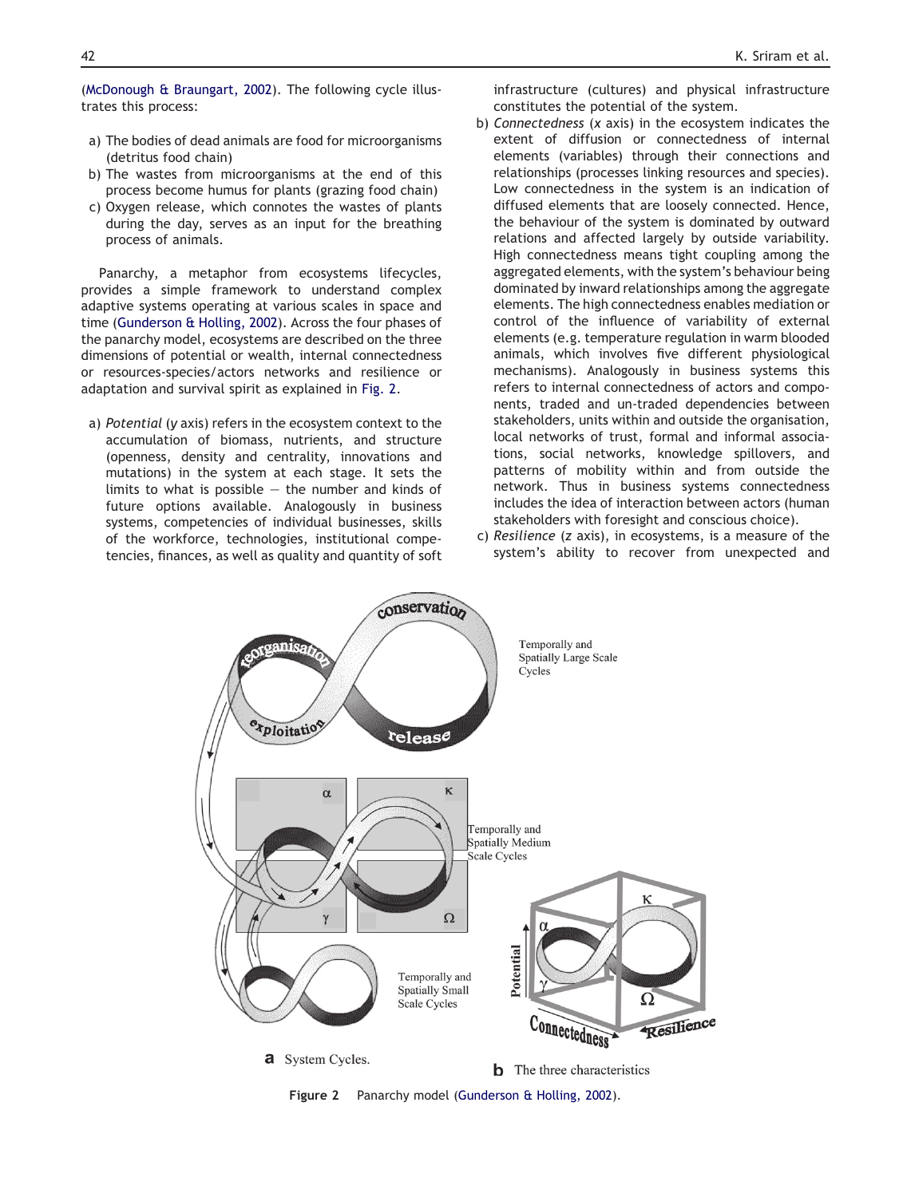(McDonough & Braungart, 2002). The following cycle illustrates this process:

a) The bodies of dead animals are food for microorganisms (detritus food chain)
b) The wastes from microorganisms at the end of this process become humus for plants (grazing food chain)
c) Oxygen release, which connotes the wastes of plants during the day, serves as an input for the breathing process of animals.

Panarchy, a metaphor from ecosystems lifecycles, provides a simple framework to understand complex adaptive systems operating at various scales in space and time (Gunderson & Holling, 2002). Across the four phases of the panarchy model, ecosystems are described on the three dimensions of potential or wealth, internal connectedness or resources-species/actors networks and resilience or adaptation and survival spirit as explained in Fig. 2.

a) *Potential* (*y* axis) refers in the ecosystem context to the accumulation of biomass, nutrients, and structure (openness, density and centrality, innovations and mutations) in the system at each stage. It sets the limits to what is possible — the number and kinds of future options available. Analogously in business systems, competencies of individual businesses, skills of the workforce, technologies, institutional competencies, finances, as well as quality and quantity of soft infrastructure (cultures) and physical infrastructure constitutes the potential of the system.
b) *Connectedness* (*x* axis) in the ecosystem indicates the extent of diffusion or connectedness of internal elements (variables) through their connections and relationships (processes linking resources and species). Low connectedness in the system is an indication of diffused elements that are loosely connected. Hence, the behaviour of the system is dominated by outward relations and affected largely by outside variability. High connectedness means tight coupling among the aggregated elements, with the system's behaviour being dominated by inward relationships among the aggregate elements. The high connectedness enables mediation or control of the influence of variability of external elements (e.g. temperature regulation in warm blooded animals, which involves five different physiological mechanisms). Analogously in business systems this refers to internal connectedness of actors and components, traded and un-traded dependencies between stakeholders, units within and outside the organisation, local networks of trust, formal and informal associations, social networks, knowledge spillovers, and patterns of mobility within and from outside the network. Thus in business systems connectedness includes the idea of interaction between actors (human stakeholders with foresight and conscious choice).
c) *Resilience* (*z* axis), in ecosystems, is a measure of the system's ability to recover from unexpected and

conservation
reorganisation
exploitation
release
Temporally and Spatially Large Scale Cycles
α
κ
γ
Ω
Temporally and Spatially Medium Scale Cycles
Temporally and Spatially Small Scale Cycles
**a** System Cycles.
Potential
Connectedness
Resilience
**b** The three characteristics

**Figure 2** Panarchy model (Gunderson & Holling, 2002).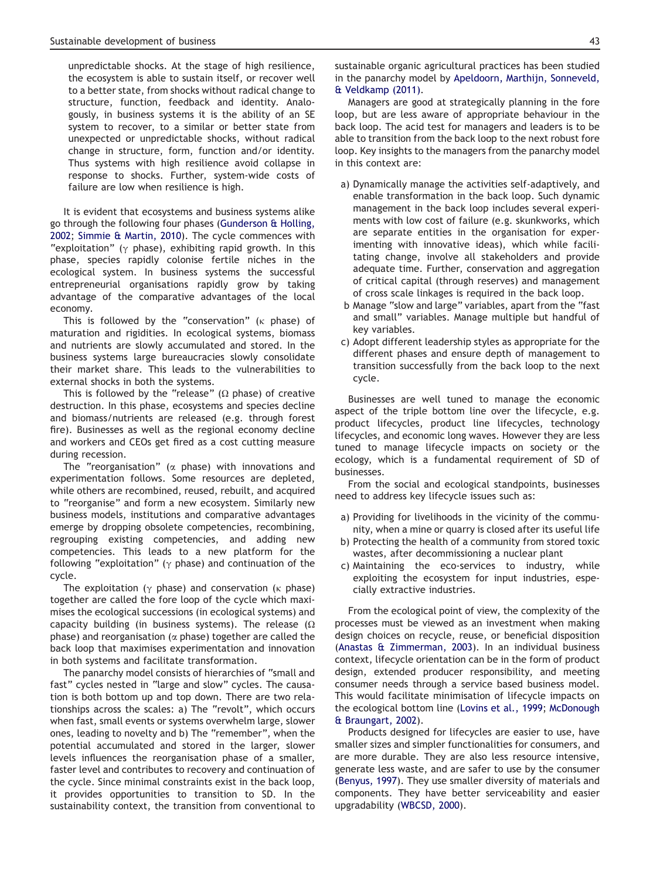unpredictable shocks. At the stage of high resilience, the ecosystem is able to sustain itself, or recover well to a better state, from shocks without radical change to structure, function, feedback and identity. Analogously, in business systems it is the ability of an SE system to recover, to a similar or better state from unexpected or unpredictable shocks, without radical change in structure, form, function and/or identity. Thus systems with high resilience avoid collapse in response to shocks. Further, system-wide costs of failure are low when resilience is high.

It is evident that ecosystems and business systems alike go through the following four phases (Gunderson & Holling, 2002; Simmie & Martin, 2010). The cycle commences with "exploitation" ($\gamma$ phase), exhibiting rapid growth. In this phase, species rapidly colonise fertile niches in the ecological system. In business systems the successful entrepreneurial organisations rapidly grow by taking advantage of the comparative advantages of the local economy.

This is followed by the "conservation" ($\kappa$ phase) of maturation and rigidities. In ecological systems, biomass and nutrients are slowly accumulated and stored. In the business systems large bureaucracies slowly consolidate their market share. This leads to the vulnerabilities to external shocks in both the systems.

This is followed by the "release" ($\Omega$ phase) of creative destruction. In this phase, ecosystems and species decline and biomass/nutrients are released (e.g. through forest fire). Businesses as well as the regional economy decline and workers and CEOs get fired as a cost cutting measure during recession.

The "reorganisation" ($\alpha$ phase) with innovations and experimentation follows. Some resources are depleted, while others are recombined, reused, rebuilt, and acquired to "reorganise" and form a new ecosystem. Similarly new business models, institutions and comparative advantages emerge by dropping obsolete competencies, recombining, regrouping existing competencies, and adding new competencies. This leads to a new platform for the following "exploitation" ($\gamma$ phase) and continuation of the cycle.

The exploitation ($\gamma$ phase) and conservation ($\kappa$ phase) together are called the fore loop of the cycle which maximises the ecological successions (in ecological systems) and capacity building (in business systems). The release ($\Omega$ phase) and reorganisation ($\alpha$ phase) together are called the back loop that maximises experimentation and innovation in both systems and facilitate transformation.

The panarchy model consists of hierarchies of "small and fast" cycles nested in "large and slow" cycles. The causation is both bottom up and top down. There are two relationships across the scales: a) The "revolt", which occurs when fast, small events or systems overwhelm large, slower ones, leading to novelty and b) The "remember", when the potential accumulated and stored in the larger, slower levels influences the reorganisation phase of a smaller, faster level and contributes to recovery and continuation of the cycle. Since minimal constraints exist in the back loop, it provides opportunities to transition to SD. In the sustainability context, the transition from conventional to sustainable organic agricultural practices has been studied in the panarchy model by Apeldoorn, Marthijn, Sonneveld, & Veldkamp (2011).

Managers are good at strategically planning in the fore loop, but are less aware of appropriate behaviour in the back loop. The acid test for managers and leaders is to be able to transition from the back loop to the next robust fore loop. Key insights to the managers from the panarchy model in this context are:

a) Dynamically manage the activities self-adaptively, and enable transformation in the back loop. Such dynamic management in the back loop includes several experiments with low cost of failure (e.g. skunkworks, which are separate entities in the organisation for experimenting with innovative ideas), which while facilitating change, involve all stakeholders and provide adequate time. Further, conservation and aggregation of critical capital (through reserves) and management of cross scale linkages is required in the back loop.

b Manage "slow and large" variables, apart from the "fast and small" variables. Manage multiple but handful of key variables.

c) Adopt different leadership styles as appropriate for the different phases and ensure depth of management to transition successfully from the back loop to the next cycle.

Businesses are well tuned to manage the economic aspect of the triple bottom line over the lifecycle, e.g. product lifecycles, product line lifecycles, technology lifecycles, and economic long waves. However they are less tuned to manage lifecycle impacts on society or the ecology, which is a fundamental requirement of SD of businesses.

From the social and ecological standpoints, businesses need to address key lifecycle issues such as:

a) Providing for livelihoods in the vicinity of the community, when a mine or quarry is closed after its useful life
b) Protecting the health of a community from stored toxic wastes, after decommissioning a nuclear plant
c) Maintaining the eco-services to industry, while exploiting the ecosystem for input industries, especially extractive industries.

From the ecological point of view, the complexity of the processes must be viewed as an investment when making design choices on recycle, reuse, or beneficial disposition (Anastas & Zimmerman, 2003). In an individual business context, lifecycle orientation can be in the form of product design, extended producer responsibility, and meeting consumer needs through a service based business model. This would facilitate minimisation of lifecycle impacts on the ecological bottom line (Lovins et al., 1999; McDonough & Braungart, 2002).

Products designed for lifecycles are easier to use, have smaller sizes and simpler functionalities for consumers, and are more durable. They are also less resource intensive, generate less waste, and are safer to use by the consumer (Benyus, 1997). They use smaller diversity of materials and components. They have better serviceability and easier upgradability (WBCSD, 2000).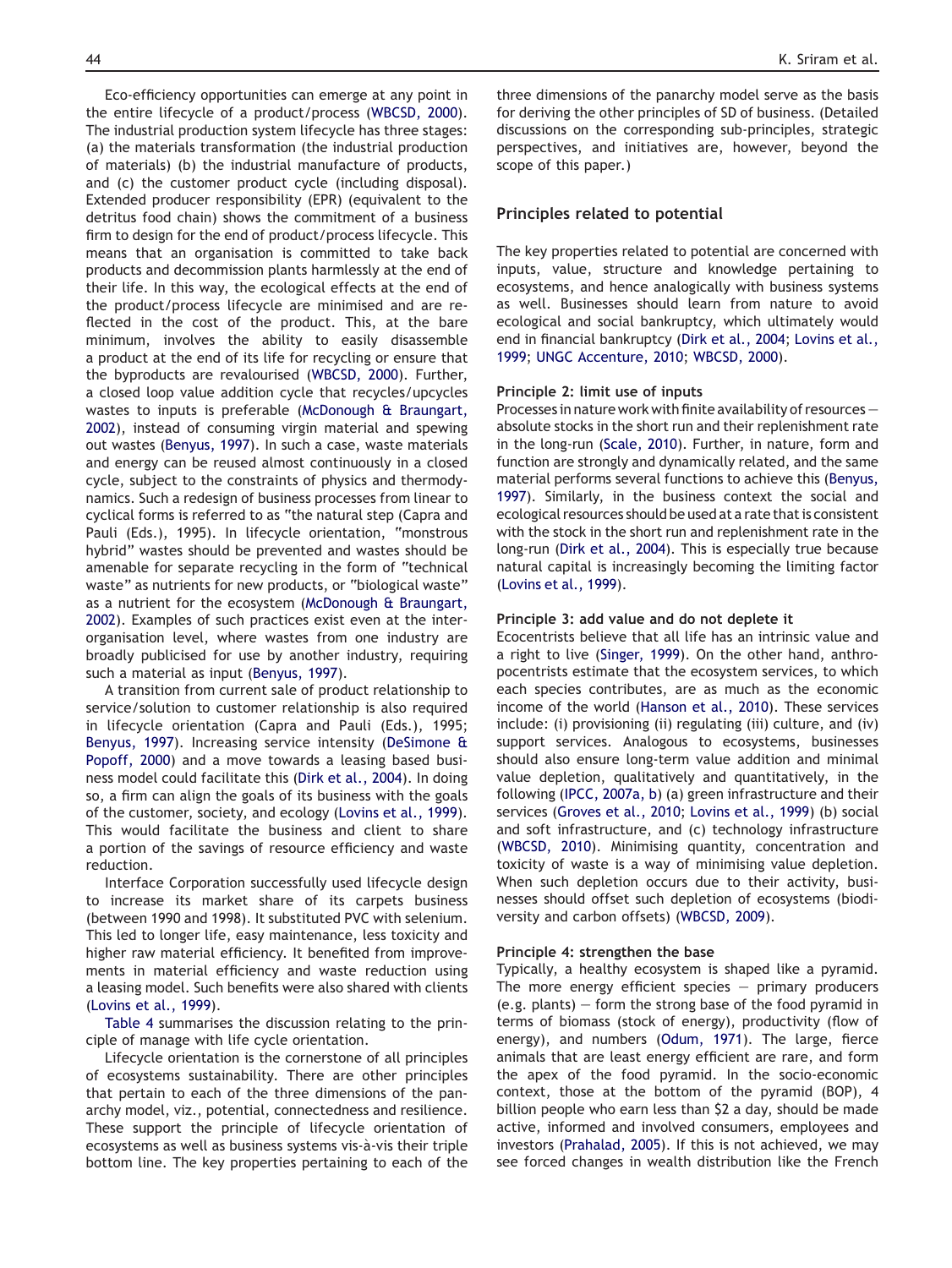Eco-efficiency opportunities can emerge at any point in the entire lifecycle of a product/process (WBCSD, 2000). The industrial production system lifecycle has three stages: (a) the materials transformation (the industrial production of materials) (b) the industrial manufacture of products, and (c) the customer product cycle (including disposal). Extended producer responsibility (EPR) (equivalent to the detritus food chain) shows the commitment of a business firm to design for the end of product/process lifecycle. This means that an organisation is committed to take back products and decommission plants harmlessly at the end of their life. In this way, the ecological effects at the end of the product/process lifecycle are minimised and are reflected in the cost of the product. This, at the bare minimum, involves the ability to easily disassemble a product at the end of its life for recycling or ensure that the byproducts are revalourised (WBCSD, 2000). Further, a closed loop value addition cycle that recycles/upcycles wastes to inputs is preferable (McDonough & Braungart, 2002), instead of consuming virgin material and spewing out wastes (Benyus, 1997). In such a case, waste materials and energy can be reused almost continuously in a closed cycle, subject to the constraints of physics and thermodynamics. Such a redesign of business processes from linear to cyclical forms is referred to as "the natural step (Capra and Pauli (Eds.), 1995). In lifecycle orientation, "monstrous hybrid" wastes should be prevented and wastes should be amenable for separate recycling in the form of "technical waste" as nutrients for new products, or "biological waste" as a nutrient for the ecosystem (McDonough & Braungart, 2002). Examples of such practices exist even at the inter-organisation level, where wastes from one industry are broadly publicised for use by another industry, requiring such a material as input (Benyus, 1997).

A transition from current sale of product relationship to service/solution to customer relationship is also required in lifecycle orientation (Capra and Pauli (Eds.), 1995; Benyus, 1997). Increasing service intensity (DeSimone & Popoff, 2000) and a move towards a leasing based business model could facilitate this (Dirk et al., 2004). In doing so, a firm can align the goals of its business with the goals of the customer, society, and ecology (Lovins et al., 1999). This would facilitate the business and client to share a portion of the savings of resource efficiency and waste reduction.

Interface Corporation successfully used lifecycle design to increase its market share of its carpets business (between 1990 and 1998). It substituted PVC with selenium. This led to longer life, easy maintenance, less toxicity and higher raw material efficiency. It benefited from improvements in material efficiency and waste reduction using a leasing model. Such benefits were also shared with clients (Lovins et al., 1999).

Table 4 summarises the discussion relating to the principle of manage with life cycle orientation.

Lifecycle orientation is the cornerstone of all principles of ecosystems sustainability. There are other principles that pertain to each of the three dimensions of the panarchy model, viz., potential, connectedness and resilience. These support the principle of lifecycle orientation of ecosystems as well as business systems vis-à-vis their triple bottom line. The key properties pertaining to each of the three dimensions of the panarchy model serve as the basis for deriving the other principles of SD of business. (Detailed discussions on the corresponding sub-principles, strategic perspectives, and initiatives are, however, beyond the scope of this paper.)

## Principles related to potential

The key properties related to potential are concerned with inputs, value, structure and knowledge pertaining to ecosystems, and hence analogically with business systems as well. Businesses should learn from nature to avoid ecological and social bankruptcy, which ultimately would end in financial bankruptcy (Dirk et al., 2004; Lovins et al., 1999; UNGC Accenture, 2010; WBCSD, 2000).

### Principle 2: limit use of inputs

Processes in nature work with finite availability of resources — absolute stocks in the short run and their replenishment rate in the long-run (Scale, 2010). Further, in nature, form and function are strongly and dynamically related, and the same material performs several functions to achieve this (Benyus, 1997). Similarly, in the business context the social and ecological resources should be used at a rate that is consistent with the stock in the short run and replenishment rate in the long-run (Dirk et al., 2004). This is especially true because natural capital is increasingly becoming the limiting factor (Lovins et al., 1999).

### Principle 3: add value and do not deplete it

Ecocentrists believe that all life has an intrinsic value and a right to live (Singer, 1999). On the other hand, anthropocentrists estimate that the ecosystem services, to which each species contributes, are as much as the economic income of the world (Hanson et al., 2010). These services include: (i) provisioning (ii) regulating (iii) culture, and (iv) support services. Analogous to ecosystems, businesses should also ensure long-term value addition and minimal value depletion, qualitatively and quantitatively, in the following (IPCC, 2007a, b) (a) green infrastructure and their services (Groves et al., 2010; Lovins et al., 1999) (b) social and soft infrastructure, and (c) technology infrastructure (WBCSD, 2010). Minimising quantity, concentration and toxicity of waste is a way of minimising value depletion. When such depletion occurs due to their activity, businesses should offset such depletion of ecosystems (biodiversity and carbon offsets) (WBCSD, 2009).

### Principle 4: strengthen the base

Typically, a healthy ecosystem is shaped like a pyramid. The more energy efficient species — primary producers (e.g. plants) — form the strong base of the food pyramid in terms of biomass (stock of energy), productivity (flow of energy), and numbers (Odum, 1971). The large, fierce animals that are least energy efficient are rare, and form the apex of the food pyramid. In the socio-economic context, those at the bottom of the pyramid (BOP), 4 billion people who earn less than $2 a day, should be made active, informed and involved consumers, employees and investors (Prahalad, 2005). If this is not achieved, we may see forced changes in wealth distribution like the French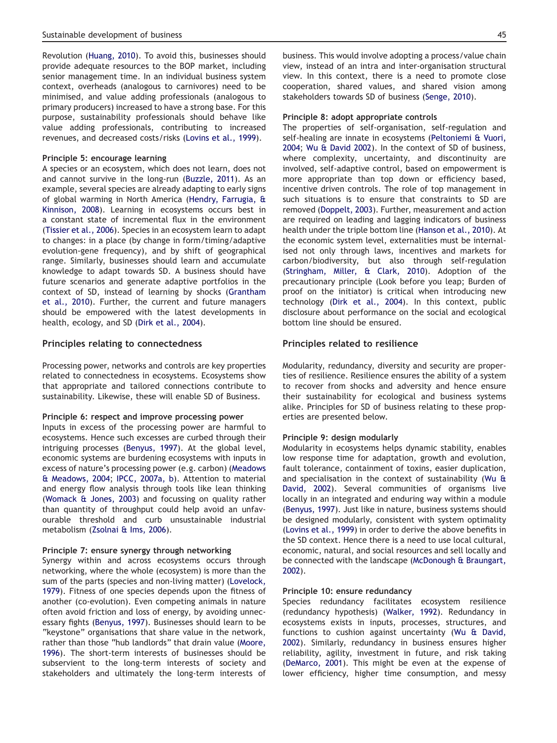Revolution (Huang, 2010). To avoid this, businesses should provide adequate resources to the BOP market, including senior management time. In an individual business system context, overheads (analogous to carnivores) need to be minimised, and value adding professionals (analogous to primary producers) increased to have a strong base. For this purpose, sustainability professionals should behave like value adding professionals, contributing to increased revenues, and decreased costs/risks (Lovins et al., 1999).

#### Principle 5: encourage learning

A species or an ecosystem, which does not learn, does not and cannot survive in the long-run (Buzzle, 2011). As an example, several species are already adapting to early signs of global warming in North America (Hendry, Farrugia, & Kinnison, 2008). Learning in ecosystems occurs best in a constant state of incremental flux in the environment (Tissier et al., 2006). Species in an ecosystem learn to adapt to changes: in a place (by change in form/timing/adaptive evolution-gene frequency), and by shift of geographical range. Similarly, businesses should learn and accumulate knowledge to adapt towards SD. A business should have future scenarios and generate adaptive portfolios in the context of SD, instead of learning by shocks (Grantham et al., 2010). Further, the current and future managers should be empowered with the latest developments in health, ecology, and SD (Dirk et al., 2004).

### Principles relating to connectedness

Processing power, networks and controls are key properties related to connectedness in ecosystems. Ecosystems show that appropriate and tailored connections contribute to sustainability. Likewise, these will enable SD of Business.

#### Principle 6: respect and improve processing power

Inputs in excess of the processing power are harmful to ecosystems. Hence such excesses are curbed through their intriguing processes (Benyus, 1997). At the global level, economic systems are burdening ecosystems with inputs in excess of nature's processing power (e.g. carbon) (Meadows & Meadows, 2004; IPCC, 2007a, b). Attention to material and energy flow analysis through tools like lean thinking (Womack & Jones, 2003) and focussing on quality rather than quantity of throughput could help avoid an unfavourable threshold and curb unsustainable industrial metabolism (Zsolnai & Ims, 2006).

#### Principle 7: ensure synergy through networking

Synergy within and across ecosystems occurs through networking, where the whole (ecosystem) is more than the sum of the parts (species and non-living matter) (Lovelock, 1979). Fitness of one species depends upon the fitness of another (co-evolution). Even competing animals in nature often avoid friction and loss of energy, by avoiding unnecessary fights (Benyus, 1997). Businesses should learn to be "keystone" organisations that share value in the network, rather than those "hub landlords" that drain value (Moore, 1996). The short-term interests of businesses should be subservient to the long-term interests of society and stakeholders and ultimately the long-term interests of business. This would involve adopting a process/value chain view, instead of an intra and inter-organisation structural view. In this context, there is a need to promote close cooperation, shared values, and shared vision among stakeholders towards SD of business (Senge, 2010).

#### Principle 8: adopt appropriate controls

The properties of self-organisation, self-regulation and self-healing are innate in ecosystems (Peltoniemi & Vuori, 2004; Wu & David 2002). In the context of SD of business, where complexity, uncertainty, and discontinuity are involved, self-adaptive control, based on empowerment is more appropriate than top down or efficiency based, incentive driven controls. The role of top management in such situations is to ensure that constraints to SD are removed (Doppelt, 2003). Further, measurement and action are required on leading and lagging indicators of business health under the triple bottom line (Hanson et al., 2010). At the economic system level, externalities must be internalised not only through laws, incentives and markets for carbon/biodiversity, but also through self-regulation (Stringham, Miller, & Clark, 2010). Adoption of the precautionary principle (Look before you leap; Burden of proof on the initiator) is critical when introducing new technology (Dirk et al., 2004). In this context, public disclosure about performance on the social and ecological bottom line should be ensured.

### Principles related to resilience

Modularity, redundancy, diversity and security are properties of resilience. Resilience ensures the ability of a system to recover from shocks and adversity and hence ensure their sustainability for ecological and business systems alike. Principles for SD of business relating to these properties are presented below.

#### Principle 9: design modularly

Modularity in ecosystems helps dynamic stability, enables low response time for adaptation, growth and evolution, fault tolerance, containment of toxins, easier duplication, and specialisation in the context of sustainability (Wu & David, 2002). Several communities of organisms live locally in an integrated and enduring way within a module (Benyus, 1997). Just like in nature, business systems should be designed modularly, consistent with system optimality (Lovins et al., 1999) in order to derive the above benefits in the SD context. Hence there is a need to use local cultural, economic, natural, and social resources and sell locally and be connected with the landscape (McDonough & Braungart, 2002).

#### Principle 10: ensure redundancy

Species redundancy facilitates ecosystem resilience (redundancy hypothesis) (Walker, 1992). Redundancy in ecosystems exists in inputs, processes, structures, and functions to cushion against uncertainty (Wu & David, 2002). Similarly, redundancy in business ensures higher reliability, agility, investment in future, and risk taking (DeMarco, 2001). This might be even at the expense of lower efficiency, higher time consumption, and messy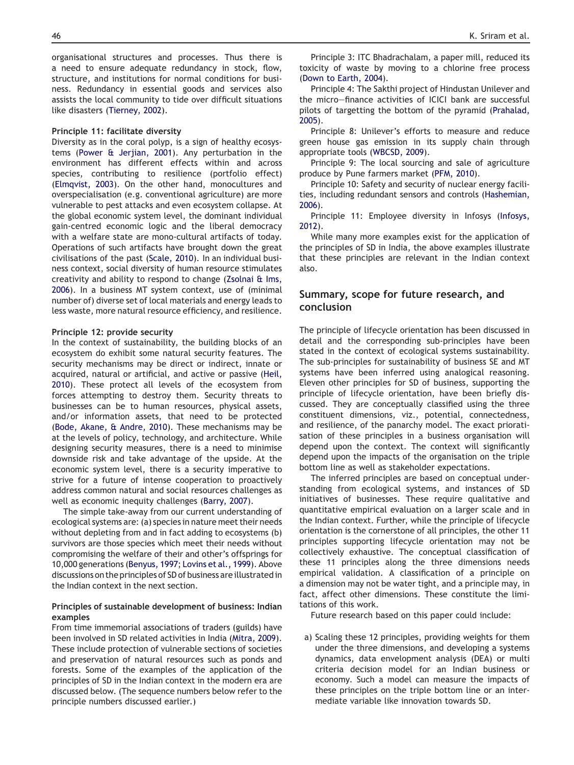organisational structures and processes. Thus there is a need to ensure adequate redundancy in stock, flow, structure, and institutions for normal conditions for business. Redundancy in essential goods and services also assists the local community to tide over difficult situations like disasters (Tierney, 2002).

**Principle 11: facilitate diversity**

Diversity as in the coral polyp, is a sign of healthy ecosystems (Power & Jerjian, 2001). Any perturbation in the environment has different effects within and across species, contributing to resilience (portfolio effect) (Elmqvist, 2003). On the other hand, monocultures and overspecialisation (e.g. conventional agriculture) are more vulnerable to pest attacks and even ecosystem collapse. At the global economic system level, the dominant individual gain-centred economic logic and the liberal democracy with a welfare state are mono-cultural artifacts of today. Operations of such artifacts have brought down the great civilisations of the past (Scale, 2010). In an individual business context, social diversity of human resource stimulates creativity and ability to respond to change (Zsolnai & Ims, 2006). In a business MT system context, use of (minimal number of) diverse set of local materials and energy leads to less waste, more natural resource efficiency, and resilience.

**Principle 12: provide security**

In the context of sustainability, the building blocks of an ecosystem do exhibit some natural security features. The security mechanisms may be direct or indirect, innate or acquired, natural or artificial, and active or passive (Heil, 2010). These protect all levels of the ecosystem from forces attempting to destroy them. Security threats to businesses can be to human resources, physical assets, and/or information assets, that need to be protected (Bode, Akane, & Andre, 2010). These mechanisms may be at the levels of policy, technology, and architecture. While designing security measures, there is a need to minimise downside risk and take advantage of the upside. At the economic system level, there is a security imperative to strive for a future of intense cooperation to proactively address common natural and social resources challenges as well as economic inequity challenges (Barry, 2007).

The simple take-away from our current understanding of ecological systems are: (a) species in nature meet their needs without depleting from and in fact adding to ecosystems (b) survivors are those species which meet their needs without compromising the welfare of their and other's offsprings for 10,000 generations (Benyus, 1997; Lovins et al., 1999). Above discussions on the principles of SD of business are illustrated in the Indian context in the next section.

**Principles of sustainable development of business: Indian examples**

From time immemorial associations of traders (guilds) have been involved in SD related activities in India (Mitra, 2009). These include protection of vulnerable sections of societies and preservation of natural resources such as ponds and forests. Some of the examples of the application of the principles of SD in the Indian context in the modern era are discussed below. (The sequence numbers below refer to the principle numbers discussed earlier.)

Principle 3: ITC Bhadrachalam, a paper mill, reduced its toxicity of waste by moving to a chlorine free process (Down to Earth, 2004).

Principle 4: The Sakthi project of Hindustan Unilever and the micro–finance activities of ICICI bank are successful pilots of targetting the bottom of the pyramid (Prahalad, 2005).

Principle 8: Unilever's efforts to measure and reduce green house gas emission in its supply chain through appropriate tools (WBCSD, 2009).

Principle 9: The local sourcing and sale of agriculture produce by Pune farmers market (PFM, 2010).

Principle 10: Safety and security of nuclear energy facilities, including redundant sensors and controls (Hashemian, 2006).

Principle 11: Employee diversity in Infosys (Infosys, 2012).

While many more examples exist for the application of the principles of SD in India, the above examples illustrate that these principles are relevant in the Indian context also.

## Summary, scope for future research, and conclusion

The principle of lifecycle orientation has been discussed in detail and the corresponding sub-principles have been stated in the context of ecological systems sustainability. The sub-principles for sustainability of business SE and MT systems have been inferred using analogical reasoning. Eleven other principles for SD of business, supporting the principle of lifecycle orientation, have been briefly discussed. They are conceptually classified using the three constituent dimensions, viz., potential, connectedness, and resilience, of the panarchy model. The exact prioritisation of these principles in a business organisation will depend upon the context. The context will significantly depend upon the impacts of the organisation on the triple bottom line as well as stakeholder expectations.

The inferred principles are based on conceptual understanding from ecological systems, and instances of SD initiatives of businesses. These require qualitative and quantitative empirical evaluation on a larger scale and in the Indian context. Further, while the principle of lifecycle orientation is the cornerstone of all principles, the other 11 principles supporting lifecycle orientation may not be collectively exhaustive. The conceptual classification of these 11 principles along the three dimensions needs empirical validation. A classification of a principle on a dimension may not be water tight, and a principle may, in fact, affect other dimensions. These constitute the limitations of this work.

Future research based on this paper could include:

a) Scaling these 12 principles, providing weights for them under the three dimensions, and developing a systems dynamics, data envelopment analysis (DEA) or multi criteria decision model for an Indian business or economy. Such a model can measure the impacts of these principles on the triple bottom line or an intermediate variable like innovation towards SD.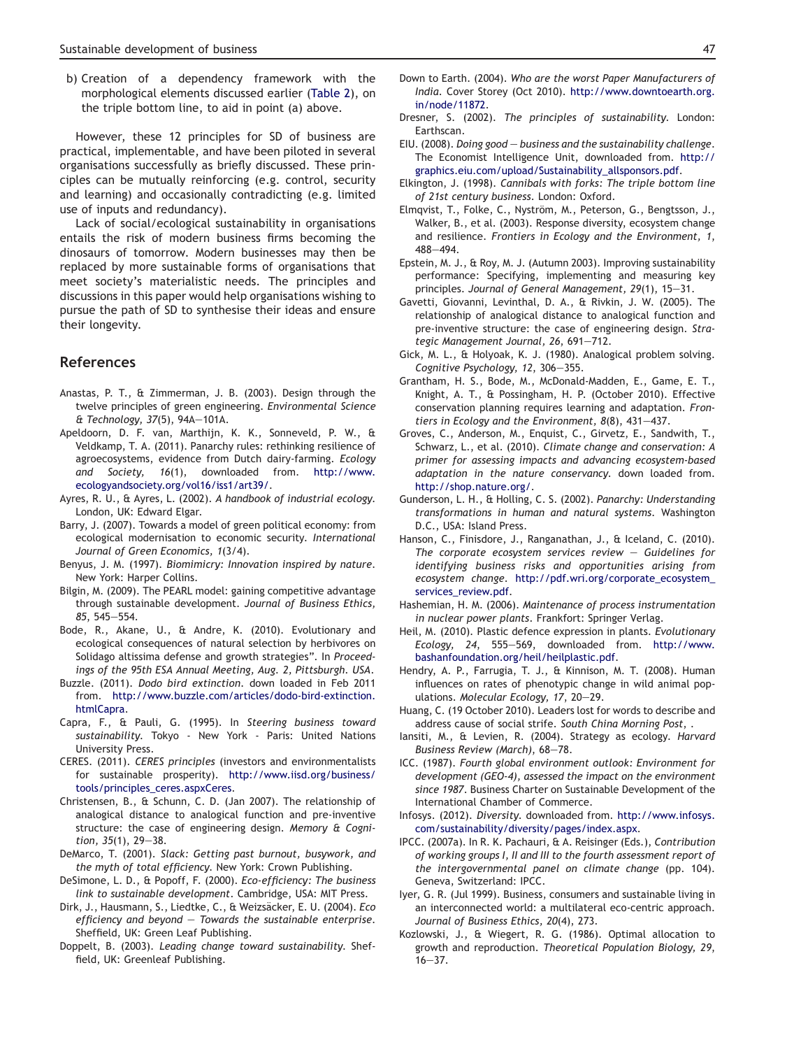b) Creation of a dependency framework with the morphological elements discussed earlier (Table 2), on the triple bottom line, to aid in point (a) above.

However, these 12 principles for SD of business are practical, implementable, and have been piloted in several organisations successfully as briefly discussed. These principles can be mutually reinforcing (e.g. control, security and learning) and occasionally contradicting (e.g. limited use of inputs and redundancy).

Lack of social/ecological sustainability in organisations entails the risk of modern business firms becoming the dinosaurs of tomorrow. Modern businesses may then be replaced by more sustainable forms of organisations that meet society's materialistic needs. The principles and discussions in this paper would help organisations wishing to pursue the path of SD to synthesise their ideas and ensure their longevity.

## References

Anastas, P. T., & Zimmerman, J. B. (2003). Design through the twelve principles of green engineering. *Environmental Science & Technology, 37*(5), 94A—101A.

Apeldoorn, D. F. van, Marthijn, K. K., Sonneveld, P. W., & Veldkamp, T. A. (2011). Panarchy rules: rethinking resilience of agroecosystems, evidence from Dutch dairy-farming. *Ecology and Society, 16*(1), downloaded from. http://www.ecologyandsociety.org/vol16/iss1/art39/.

Ayres, R. U., & Ayres, L. (2002). *A handbook of industrial ecology*. London, UK: Edward Elgar.

Barry, J. (2007). Towards a model of green political economy: from ecological modernisation to economic security. *International Journal of Green Economics, 1*(3/4).

Benyus, J. M. (1997). *Biomimicry: Innovation inspired by nature*. New York: Harper Collins.

Bilgin, M. (2009). The PEARL model: gaining competitive advantage through sustainable development. *Journal of Business Ethics, 85*, 545—554.

Bode, R., Akane, U., & Andre, K. (2010). Evolutionary and ecological consequences of natural selection by herbivores on Solidago altissima defense and growth strategies". In *Proceedings of the 95th ESA Annual Meeting, Aug. 2, Pittsburgh. USA*.

Buzzle. (2011). *Dodo bird extinction*. down loaded in Feb 2011 from. http://www.buzzle.com/articles/dodo-bird-extinction.htmlCapra.

Capra, F., & Pauli, G. (1995). In *Steering business toward sustainability*. Tokyo - New York - Paris: United Nations University Press.

CERES. (2011). *CERES principles* (investors and environmentalists for sustainable prosperity). http://www.iisd.org/business/tools/principles_ceres.aspxCeres.

Christensen, B., & Schunn, C. D. (Jan 2007). The relationship of analogical distance to analogical function and pre-inventive structure: the case of engineering design. *Memory & Cognition, 35*(1), 29—38.

DeMarco, T. (2001). *Slack: Getting past burnout, busywork, and the myth of total efficiency*. New York: Crown Publishing.

DeSimone, L. D., & Popoff, F. (2000). *Eco-efficiency: The business link to sustainable development*. Cambridge, USA: MIT Press.

Dirk, J., Hausmann, S., Liedtke, C., & Weizsäcker, E. U. (2004). *Eco efficiency and beyond — Towards the sustainable enterprise*. Sheffield, UK: Green Leaf Publishing.

Doppelt, B. (2003). *Leading change toward sustainability*. Sheffield, UK: Greenleaf Publishing.

Down to Earth. (2004). *Who are the worst Paper Manufacturers of India*. Cover Storey (Oct 2010). http://www.downtoearth.org.in/node/11872.

Dresner, S. (2002). *The principles of sustainability*. London: Earthscan.

EIU. (2008). *Doing good — business and the sustainability challenge*. The Economist Intelligence Unit, downloaded from. http://graphics.eiu.com/upload/Sustainability_allsponsors.pdf.

Elkington, J. (1998). *Cannibals with forks: The triple bottom line of 21st century business*. London: Oxford.

Elmqvist, T., Folke, C., Nyström, M., Peterson, G., Bengtsson, J., Walker, B., et al. (2003). Response diversity, ecosystem change and resilience. *Frontiers in Ecology and the Environment, 1*, 488—494.

Epstein, M. J., & Roy, M. J. (Autumn 2003). Improving sustainability performance: Specifying, implementing and measuring key principles. *Journal of General Management, 29*(1), 15—31.

Gavetti, Giovanni, Levinthal, D. A., & Rivkin, J. W. (2005). The relationship of analogical distance to analogical function and pre-inventive structure: the case of engineering design. *Strategic Management Journal, 26*, 691—712.

Gick, M. L., & Holyoak, K. J. (1980). Analogical problem solving. *Cognitive Psychology, 12*, 306—355.

Grantham, H. S., Bode, M., McDonald-Madden, E., Game, E. T., Knight, A. T., & Possingham, H. P. (October 2010). Effective conservation planning requires learning and adaptation. *Frontiers in Ecology and the Environment, 8*(8), 431—437.

Groves, C., Anderson, M., Enquist, C., Girvetz, E., Sandwith, T., Schwarz, L., et al. (2010). *Climate change and conservation: A primer for assessing impacts and advancing ecosystem-based adaptation in the nature conservancy*. down loaded from. http://shop.nature.org/.

Gunderson, L. H., & Holling, C. S. (2002). *Panarchy: Understanding transformations in human and natural systems*. Washington D.C., USA: Island Press.

Hanson, C., Finisdore, J., Ranganathan, J., & Iceland, C. (2010). *The corporate ecosystem services review — Guidelines for identifying business risks and opportunities arising from ecosystem change*. http://pdf.wri.org/corporate_ecosystem_services_review.pdf.

Hashemian, H. M. (2006). *Maintenance of process instrumentation in nuclear power plants*. Frankfort: Springer Verlag.

Heil, M. (2010). Plastic defence expression in plants. *Evolutionary Ecology, 24*, 555—569, downloaded from. http://www.bashanfoundation.org/heil/heilplastic.pdf.

Hendry, A. P., Farrugia, T. J., & Kinnison, M. T. (2008). Human influences on rates of phenotypic change in wild animal populations. *Molecular Ecology, 17*, 20—29.

Huang, C. (19 October 2010). Leaders lost for words to describe and address cause of social strife. *South China Morning Post*, .

Iansiti, M., & Levien, R. (2004). Strategy as ecology. *Harvard Business Review (March)*, 68—78.

ICC. (1987). *Fourth global environment outlook: Environment for development (GEO-4), assessed the impact on the environment since 1987*. Business Charter on Sustainable Development of the International Chamber of Commerce.

Infosys. (2012). *Diversity*. downloaded from. http://www.infosys.com/sustainability/diversity/pages/index.aspx.

IPCC. (2007a). In R. K. Pachauri, & A. Reisinger (Eds.), *Contribution of working groups I, II and III to the fourth assessment report of the intergovernmental panel on climate change* (pp. 104). Geneva, Switzerland: IPCC.

Iyer, G. R. (Jul 1999). Business, consumers and sustainable living in an interconnected world: a multilateral eco-centric approach. *Journal of Business Ethics, 20*(4), 273.

Kozlowski, J., & Wiegert, R. G. (1986). Optimal allocation to growth and reproduction. *Theoretical Population Biology, 29*, 16—37.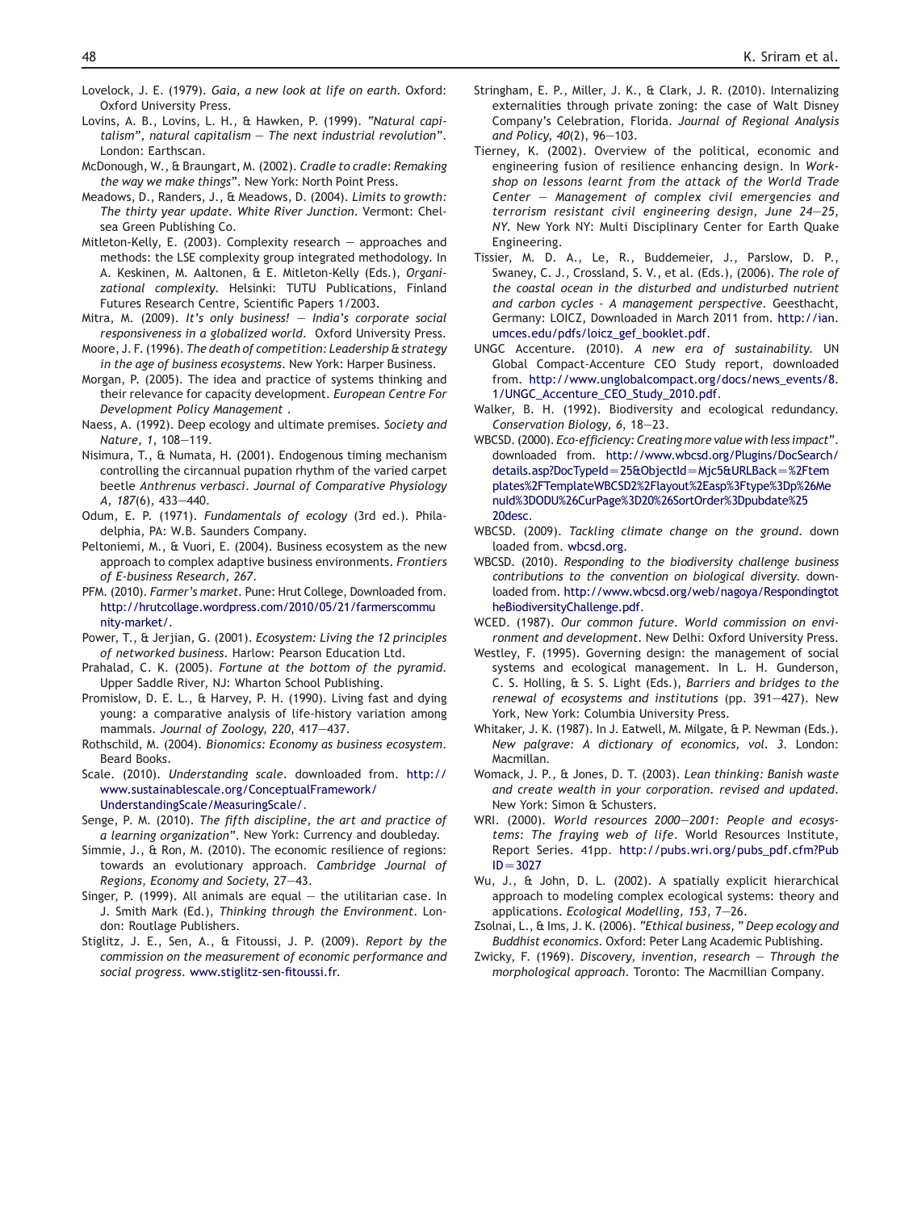Lovelock, J. E. (1979). *Gaia, a new look at life on earth*. Oxford: Oxford University Press.

Lovins, A. B., Lovins, L. H., & Hawken, P. (1999). *"Natural capitalism", natural capitalism — The next industrial revolution"*. London: Earthscan.

McDonough, W., & Braungart, M. (2002). *Cradle to cradle: Remaking the way we make things"*. New York: North Point Press.

Meadows, D., Randers, J., & Meadows, D. (2004). *Limits to growth: The thirty year update. White River Junction*. Vermont: Chelsea Green Publishing Co.

Mitleton-Kelly, E. (2003). Complexity research — approaches and methods: the LSE complexity group integrated methodology. In A. Keskinen, M. Aaltonen, & E. Mitleton-Kelly (Eds.), *Organizational complexity*. Helsinki: TUTU Publications, Finland Futures Research Centre, Scientific Papers 1/2003.

Mitra, M. (2009). *It's only business! — India's corporate social responsiveness in a globalized world*. Oxford University Press.

Moore, J. F. (1996). *The death of competition: Leadership & strategy in the age of business ecosystems*. New York: Harper Business.

Morgan, P. (2005). The idea and practice of systems thinking and their relevance for capacity development. *European Centre For Development Policy Management* .

Naess, A. (1992). Deep ecology and ultimate premises. *Society and Nature, 1*, 108—119.

Nisimura, T., & Numata, H. (2001). Endogenous timing mechanism controlling the circannual pupation rhythm of the varied carpet beetle *Anthrenus verbasci*. *Journal of Comparative Physiology A, 187*(6), 433—440.

Odum, E. P. (1971). *Fundamentals of ecology* (3rd ed.). Philadelphia, PA: W.B. Saunders Company.

Peltoniemi, M., & Vuori, E. (2004). Business ecosystem as the new approach to complex adaptive business environments. *Frontiers of E-business Research, 267*.

PFM. (2010). *Farmer's market*. Pune: Hrut College, Downloaded from. http://hrutcollage.wordpress.com/2010/05/21/farmerscommunity-market/.

Power, T., & Jerjian, G. (2001). *Ecosystem: Living the 12 principles of networked business*. Harlow: Pearson Education Ltd.

Prahalad, C. K. (2005). *Fortune at the bottom of the pyramid*. Upper Saddle River, NJ: Wharton School Publishing.

Promislow, D. E. L., & Harvey, P. H. (1990). Living fast and dying young: a comparative analysis of life-history variation among mammals. *Journal of Zoology, 220*, 417—437.

Rothschild, M. (2004). *Bionomics: Economy as business ecosystem*. Beard Books.

Scale. (2010). *Understanding scale*. downloaded from. http://www.sustainablescale.org/ConceptualFramework/UnderstandingScale/MeasuringScale/.

Senge, P. M. (2010). *The fifth discipline, the art and practice of a learning organization"*. New York: Currency and doubleday.

Simmie, J., & Ron, M. (2010). The economic resilience of regions: towards an evolutionary approach. *Cambridge Journal of Regions, Economy and Society*, 27—43.

Singer, P. (1999). All animals are equal — the utilitarian case. In J. Smith Mark (Ed.), *Thinking through the Environment*. London: Routlage Publishers.

Stiglitz, J. E., Sen, A., & Fitoussi, J. P. (2009). *Report by the commission on the measurement of economic performance and social progress*. www.stiglitz-sen-fitoussi.fr.

Stringham, E. P., Miller, J. K., & Clark, J. R. (2010). Internalizing externalities through private zoning: the case of Walt Disney Company's Celebration, Florida. *Journal of Regional Analysis and Policy, 40*(2), 96—103.

Tierney, K. (2002). Overview of the political, economic and engineering fusion of resilience enhancing design. In *Workshop on lessons learnt from the attack of the World Trade Center — Management of complex civil emergencies and terrorism resistant civil engineering design, June 24—25, NY*. New York NY: Multi Disciplinary Center for Earth Quake Engineering.

Tissier, M. D. A., Le, R., Buddemeier, J., Parslow, D. P., Swaney, C. J., Crossland, S. V., et al. (Eds.), (2006). *The role of the coastal ocean in the disturbed and undisturbed nutrient and carbon cycles - A management perspective*. Geesthacht, Germany: LOICZ, Downloaded in March 2011 from. http://ian.umces.edu/pdfs/loicz_gef_booklet.pdf.

UNGC Accenture. (2010). *A new era of sustainability*. UN Global Compact-Accenture CEO Study report, downloaded from. http://www.unglobalcompact.org/docs/news_events/8.1/UNGC_Accenture_CEO_Study_2010.pdf.

Walker, B. H. (1992). Biodiversity and ecological redundancy. *Conservation Biology, 6*, 18—23.

WBCSD. (2000). *Eco-efficiency: Creating more value with less impact"*. downloaded from. http://www.wbcsd.org/Plugins/DocSearch/details.asp?DocTypeId=25&ObjectId=Mjc5&URLBack=%2Ftemplates%2FTemplateWBCSD2%2Flayout%2Easp%3Ftype%3Dp%26MenuId%3DODU%26CurPage%3D20%26SortOrder%3Dpubdate%20desc.

WBCSD. (2009). *Tackling climate change on the ground*. down loaded from. wbcsd.org.

WBCSD. (2010). *Responding to the biodiversity challenge business contributions to the convention on biological diversity*. downloaded from. http://www.wbcsd.org/web/nagoya/RespondingtotheBiodiversityChallenge.pdf.

WCED. (1987). *Our common future. World commission on environment and development*. New Delhi: Oxford University Press.

Westley, F. (1995). Governing design: the management of social systems and ecological management. In L. H. Gunderson, C. S. Holling, & S. S. Light (Eds.), *Barriers and bridges to the renewal of ecosystems and institutions* (pp. 391—427). New York, New York: Columbia University Press.

Whitaker, J. K. (1987). In J. Eatwell, M. Milgate, & P. Newman (Eds.). *New palgrave: A dictionary of economics, vol. 3*. London: Macmillan.

Womack, J. P., & Jones, D. T. (2003). *Lean thinking: Banish waste and create wealth in your corporation. revised and updated*. New York: Simon & Schusters.

WRI. (2000). *World resources 2000—2001: People and ecosystems: The fraying web of life*. World Resources Institute, Report Series. 41pp. http://pubs.wri.org/pubs_pdf.cfm?PubID=3027

Wu, J., & John, D. L. (2002). A spatially explicit hierarchical approach to modeling complex ecological systems: theory and applications. *Ecological Modelling, 153*, 7—26.

Zsolnai, L., & Ims, J. K. (2006). *"Ethical business, " Deep ecology and Buddhist economics*. Oxford: Peter Lang Academic Publishing.

Zwicky, F. (1969). *Discovery, invention, research — Through the morphological approach*. Toronto: The Macmillian Company.